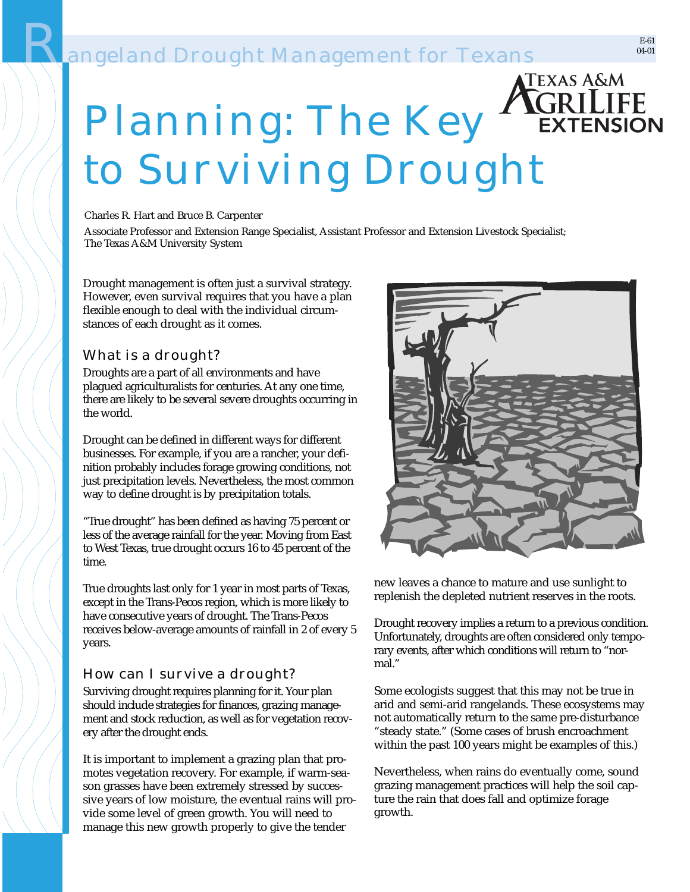Rangeland Drought Management for Texans

E-61
04-01

# Planning: The Key to Surviving Drought

Charles R. Hart and Bruce B. Carpenter

Associate Professor and Extension Range Specialist, Assistant Professor and Extension Livestock Specialist; The Texas A&M University System

Drought management is often just a survival strategy. However, even survival requires that you have a plan flexible enough to deal with the individual circumstances of each drought as it comes.

## What is a drought?

Droughts are a part of all environments and have plagued agriculturalists for centuries. At any one time, there are likely to be several severe droughts occurring in the world.

Drought can be defined in different ways for different businesses. For example, if you are a rancher, your definition probably includes forage growing conditions, not just precipitation levels. Nevertheless, the most common way to define drought is by precipitation totals.

"True drought" has been defined as having 75 percent or less of the average rainfall for the year. Moving from East to West Texas, true drought occurs 16 to 45 percent of the time.

True droughts last only for 1 year in most parts of Texas, except in the Trans-Pecos region, which is more likely to have consecutive years of drought. The Trans-Pecos receives below-average amounts of rainfall in 2 of every 5 years.

## How can I survive a drought?

Surviving drought requires planning for it. Your plan should include strategies for finances, grazing management and stock reduction, as well as for vegetation recovery after the drought ends.

It is important to implement a grazing plan that promotes vegetation recovery. For example, if warm-season grasses have been extremely stressed by successive years of low moisture, the eventual rains will provide some level of green growth. You will need to manage this new growth properly to give the tender new leaves a chance to mature and use sunlight to replenish the depleted nutrient reserves in the roots.

Drought recovery implies a return to a previous condition. Unfortunately, droughts are often considered only temporary events, after which conditions will return to "normal."

Some ecologists suggest that this may not be true in arid and semi-arid rangelands. These ecosystems may not automatically return to the same pre-disturbance "steady state." (Some cases of brush encroachment within the past 100 years might be examples of this.)

Nevertheless, when rains do eventually come, sound grazing management practices will help the soil capture the rain that does fall and optimize forage growth.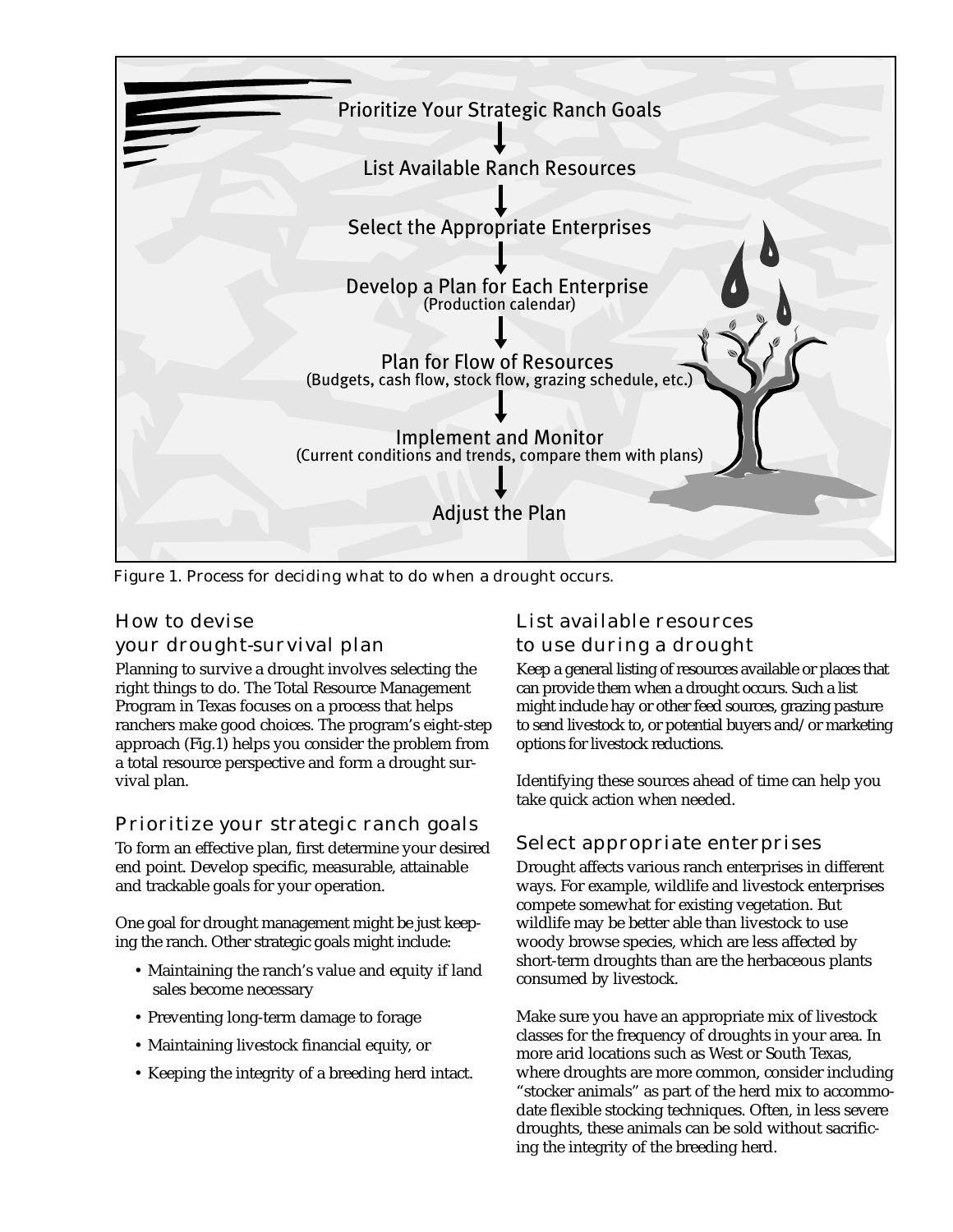Prioritize Your Strategic Ranch Goals

↓

List Available Ranch Resources

↓

Select the Appropriate Enterprises

↓

Develop a Plan for Each Enterprise
(Production calendar)

↓

Plan for Flow of Resources
(Budgets, cash flow, stock flow, grazing schedule, etc.)

↓

Implement and Monitor
(Current conditions and trends, compare them with plans)

↓

Adjust the Plan

Figure 1. Process for deciding what to do when a drought occurs.

## How to devise your drought-survival plan

Planning to survive a drought involves selecting the right things to do. The Total Resource Management Program in Texas focuses on a process that helps ranchers make good choices. The program's eight-step approach (Fig.1) helps you consider the problem from a total resource perspective and form a drought survival plan.

## Prioritize your strategic ranch goals

To form an effective plan, first determine your desired end point. Develop specific, measurable, attainable and trackable goals for your operation.

One goal for drought management might be just keeping the ranch. Other strategic goals might include:

- Maintaining the ranch's value and equity if land sales become necessary
- Preventing long-term damage to forage
- Maintaining livestock financial equity, or
- Keeping the integrity of a breeding herd intact.

## List available resources to use during a drought

Keep a general listing of resources available or places that can provide them when a drought occurs. Such a list might include hay or other feed sources, grazing pasture to send livestock to, or potential buyers and/or marketing options for livestock reductions.

Identifying these sources ahead of time can help you take quick action when needed.

## Select appropriate enterprises

Drought affects various ranch enterprises in different ways. For example, wildlife and livestock enterprises compete somewhat for existing vegetation. But wildlife may be better able than livestock to use woody browse species, which are less affected by short-term droughts than are the herbaceous plants consumed by livestock.

Make sure you have an appropriate mix of livestock classes for the frequency of droughts in your area. In more arid locations such as West or South Texas, where droughts are more common, consider including "stocker animals" as part of the herd mix to accommodate flexible stocking techniques. Often, in less severe droughts, these animals can be sold without sacrificing the integrity of the breeding herd.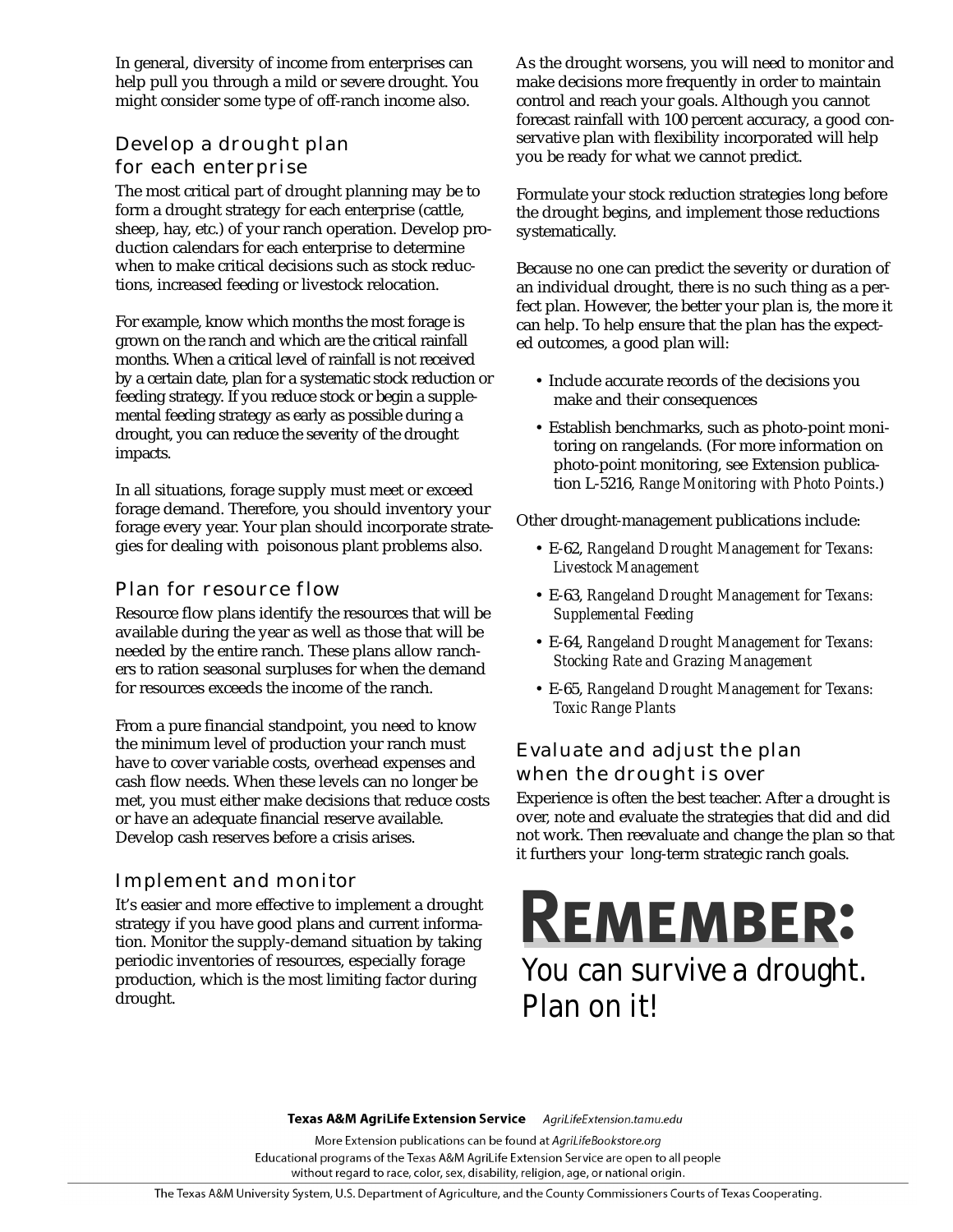In general, diversity of income from enterprises can help pull you through a mild or severe drought. You might consider some type of off-ranch income also.

## Develop a drought plan for each enterprise

The most critical part of drought planning may be to form a drought strategy for each enterprise (cattle, sheep, hay, etc.) of your ranch operation. Develop production calendars for each enterprise to determine when to make critical decisions such as stock reductions, increased feeding or livestock relocation.

For example, know which months the most forage is grown on the ranch and which are the critical rainfall months. When a critical level of rainfall is not received by a certain date, plan for a systematic stock reduction or feeding strategy. If you reduce stock or begin a supplemental feeding strategy as early as possible during a drought, you can reduce the severity of the drought impacts.

In all situations, forage supply must meet or exceed forage demand. Therefore, you should inventory your forage every year. Your plan should incorporate strategies for dealing with poisonous plant problems also.

## Plan for resource flow

Resource flow plans identify the resources that will be available during the year as well as those that will be needed by the entire ranch. These plans allow ranchers to ration seasonal surpluses for when the demand for resources exceeds the income of the ranch.

From a pure financial standpoint, you need to know the minimum level of production your ranch must have to cover variable costs, overhead expenses and cash flow needs. When these levels can no longer be met, you must either make decisions that reduce costs or have an adequate financial reserve available. Develop cash reserves before a crisis arises.

## Implement and monitor

It's easier and more effective to implement a drought strategy if you have good plans and current information. Monitor the supply-demand situation by taking periodic inventories of resources, especially forage production, which is the most limiting factor during drought.

As the drought worsens, you will need to monitor and make decisions more frequently in order to maintain control and reach your goals. Although you cannot forecast rainfall with 100 percent accuracy, a good conservative plan with flexibility incorporated will help you be ready for what we cannot predict.

Formulate your stock reduction strategies long before the drought begins, and implement those reductions systematically.

Because no one can predict the severity or duration of an individual drought, there is no such thing as a perfect plan. However, the better your plan is, the more it can help. To help ensure that the plan has the expected outcomes, a good plan will:

- Include accurate records of the decisions you make and their consequences
- Establish benchmarks, such as photo-point monitoring on rangelands. (For more information on photo-point monitoring, see Extension publication L-5216, *Range Monitoring with Photo Points*.)

Other drought-management publications include:

- E-62, *Rangeland Drought Management for Texans: Livestock Management*
- E-63, *Rangeland Drought Management for Texans: Supplemental Feeding*
- E-64, *Rangeland Drought Management for Texans: Stocking Rate and Grazing Management*
- E-65, *Rangeland Drought Management for Texans: Toxic Range Plants*

## Evaluate and adjust the plan when the drought is over

Experience is often the best teacher. After a drought is over, note and evaluate the strategies that did and did not work. Then reevaluate and change the plan so that it furthers your long-term strategic ranch goals.

# REMEMBER:

You can survive a drought. Plan on it!

**Texas A&M AgriLife Extension Service** *AgriLifeExtension.tamu.edu*

More Extension publications can be found at *AgriLifeBookstore.org*

Educational programs of the Texas A&M AgriLife Extension Service are open to all people without regard to race, color, sex, disability, religion, age, or national origin.

The Texas A&M University System, U.S. Department of Agriculture, and the County Commissioners Courts of Texas Cooperating.